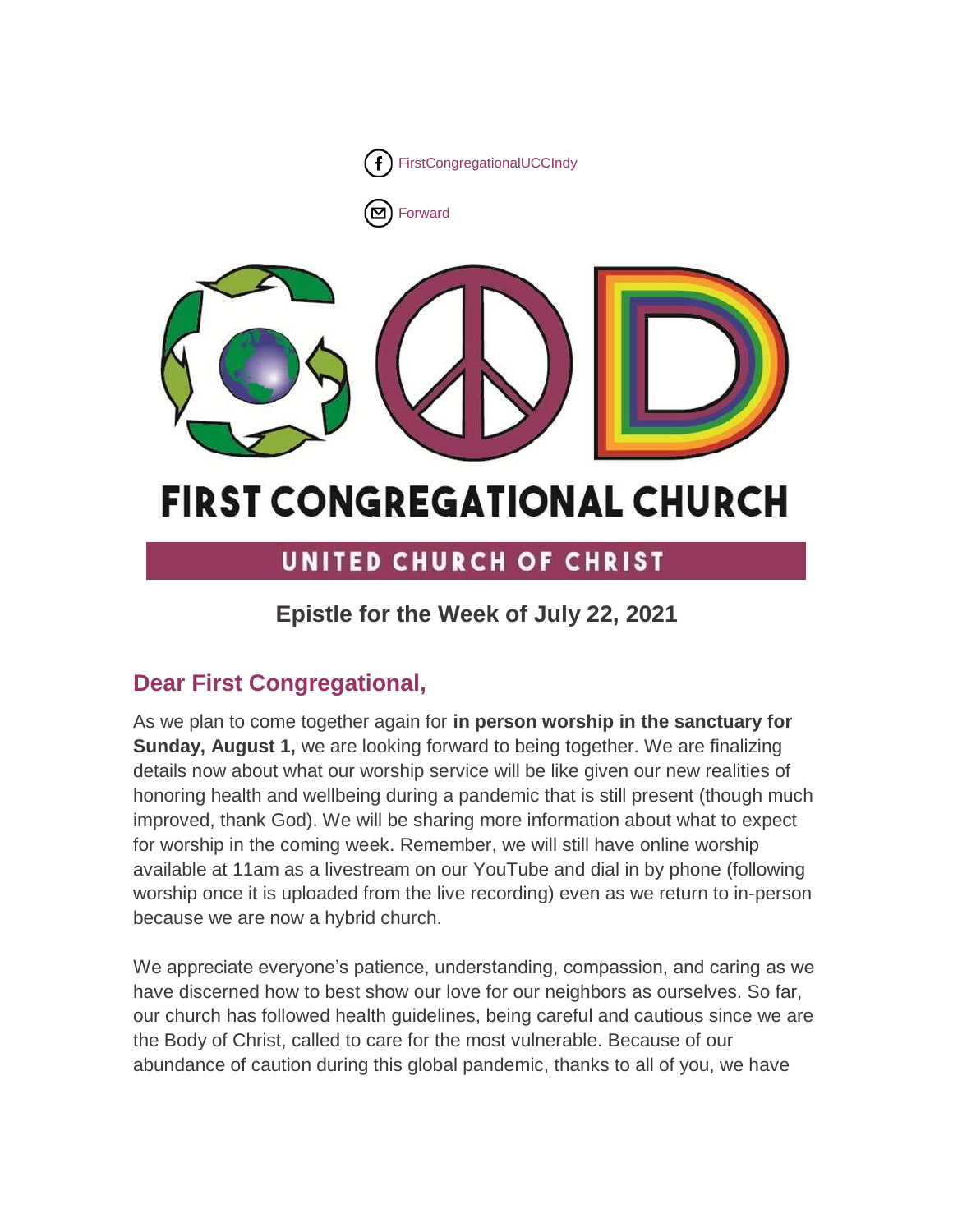FirstCongregationalUCCIndy

Forward

# FIRST CONGREGATIONAL CHURCH

UNITED CHURCH OF CHRIST

## Epistle for the Week of July 22, 2021

### Dear First Congregational,

As we plan to come together again for **in person worship in the sanctuary for Sunday, August 1,** we are looking forward to being together. We are finalizing details now about what our worship service will be like given our new realities of honoring health and wellbeing during a pandemic that is still present (though much improved, thank God). We will be sharing more information about what to expect for worship in the coming week. Remember, we will still have online worship available at 11am as a livestream on our YouTube and dial in by phone (following worship once it is uploaded from the live recording) even as we return to in-person because we are now a hybrid church.

We appreciate everyone's patience, understanding, compassion, and caring as we have discerned how to best show our love for our neighbors as ourselves. So far, our church has followed health guidelines, being careful and cautious since we are the Body of Christ, called to care for the most vulnerable. Because of our abundance of caution during this global pandemic, thanks to all of you, we have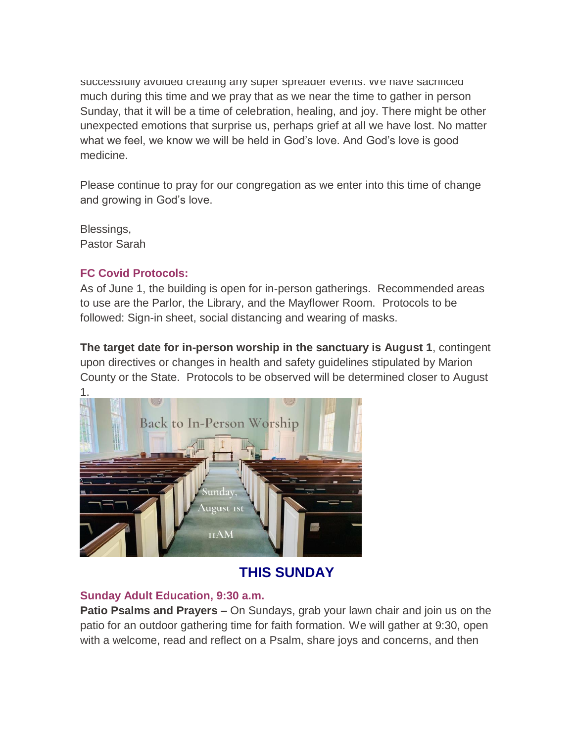successfully avoided creating any super spreader events. We have sacrificed much during this time and we pray that as we near the time to gather in person Sunday, that it will be a time of celebration, healing, and joy. There might be other unexpected emotions that surprise us, perhaps grief at all we have lost. No matter what we feel, we know we will be held in God's love. And God's love is good medicine.

Please continue to pray for our congregation as we enter into this time of change and growing in God's love.

Blessings,
Pastor Sarah

### FC Covid Protocols:

As of June 1, the building is open for in-person gatherings. Recommended areas to use are the Parlor, the Library, and the Mayflower Room. Protocols to be followed: Sign-in sheet, social distancing and wearing of masks.

**The target date for in-person worship in the sanctuary is August 1**, contingent upon directives or changes in health and safety guidelines stipulated by Marion County or the State. Protocols to be observed will be determined closer to August 1.

## THIS SUNDAY

### Sunday Adult Education, 9:30 a.m.

**Patio Psalms and Prayers –** On Sundays, grab your lawn chair and join us on the patio for an outdoor gathering time for faith formation. We will gather at 9:30, open with a welcome, read and reflect on a Psalm, share joys and concerns, and then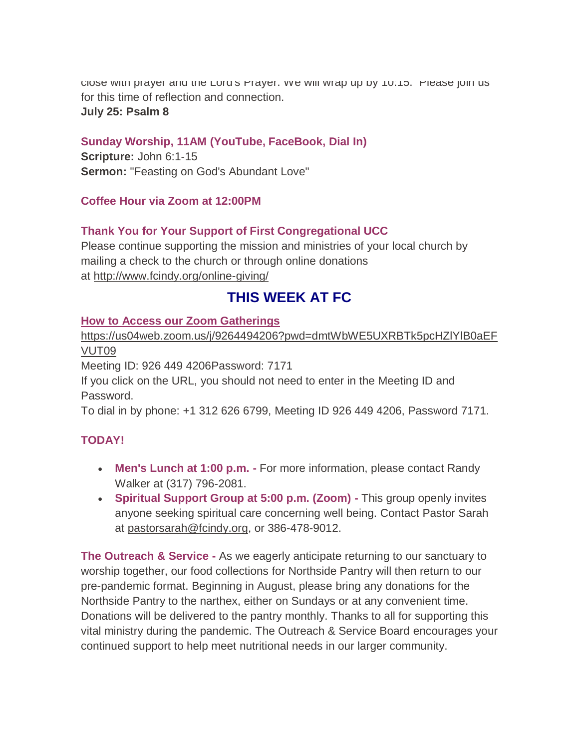close with prayer and the Lord's Prayer. We will wrap up by 10:15. Please join us for this time of reflection and connection.
**July 25: Psalm 8**

**Sunday Worship, 11AM (YouTube, FaceBook, Dial In)**
**Scripture:** John 6:1-15
**Sermon:** "Feasting on God's Abundant Love"

**Coffee Hour via Zoom at 12:00PM**

**Thank You for Your Support of First Congregational UCC**
Please continue supporting the mission and ministries of your local church by mailing a check to the church or through online donations at http://www.fcindy.org/online-giving/

## THIS WEEK AT FC

**How to Access our Zoom Gatherings**
https://us04web.zoom.us/j/9264494206?pwd=dmtWbWE5UXRBTk5pcHZlYlB0aEFVUT09
Meeting ID: 926 449 4206Password: 7171
If you click on the URL, you should not need to enter in the Meeting ID and Password.
To dial in by phone: +1 312 626 6799, Meeting ID 926 449 4206, Password 7171.

**TODAY!**

- **Men's Lunch at 1:00 p.m. -** For more information, please contact Randy Walker at (317) 796-2081.
- **Spiritual Support Group at 5:00 p.m. (Zoom) -** This group openly invites anyone seeking spiritual care concerning well being. Contact Pastor Sarah at pastorsarah@fcindy.org, or 386-478-9012.

**The Outreach & Service -** As we eagerly anticipate returning to our sanctuary to worship together, our food collections for Northside Pantry will then return to our pre-pandemic format. Beginning in August, please bring any donations for the Northside Pantry to the narthex, either on Sundays or at any convenient time. Donations will be delivered to the pantry monthly. Thanks to all for supporting this vital ministry during the pandemic. The Outreach & Service Board encourages your continued support to help meet nutritional needs in our larger community.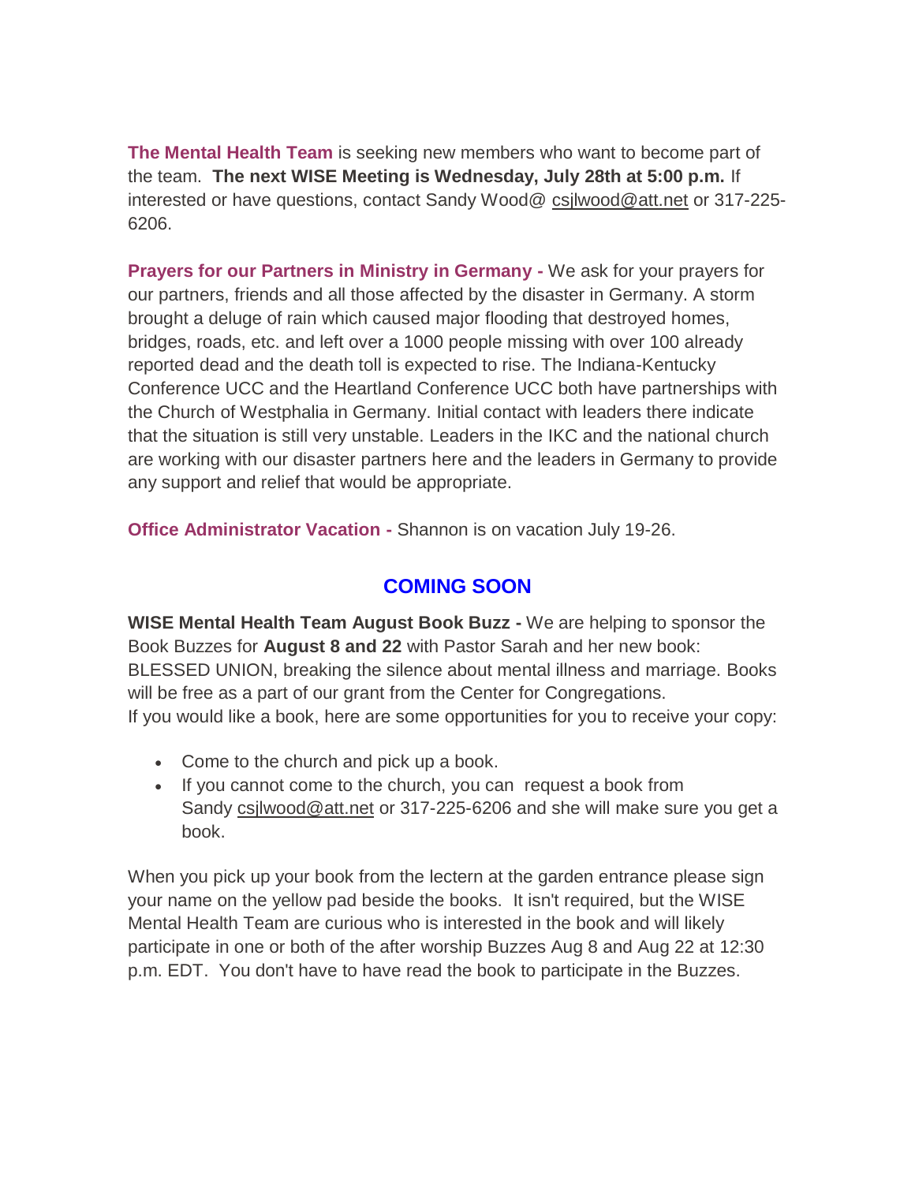**The Mental Health Team** is seeking new members who want to become part of the team. **The next WISE Meeting is Wednesday, July 28th at 5:00 p.m.** If interested or have questions, contact Sandy Wood@ csjlwood@att.net or 317-225-6206.

**Prayers for our Partners in Ministry in Germany -** We ask for your prayers for our partners, friends and all those affected by the disaster in Germany. A storm brought a deluge of rain which caused major flooding that destroyed homes, bridges, roads, etc. and left over a 1000 people missing with over 100 already reported dead and the death toll is expected to rise. The Indiana-Kentucky Conference UCC and the Heartland Conference UCC both have partnerships with the Church of Westphalia in Germany. Initial contact with leaders there indicate that the situation is still very unstable. Leaders in the IKC and the national church are working with our disaster partners here and the leaders in Germany to provide any support and relief that would be appropriate.

**Office Administrator Vacation -** Shannon is on vacation July 19-26.

## COMING SOON

**WISE Mental Health Team August Book Buzz -** We are helping to sponsor the Book Buzzes for **August 8 and 22** with Pastor Sarah and her new book: BLESSED UNION, breaking the silence about mental illness and marriage. Books will be free as a part of our grant from the Center for Congregations.
If you would like a book, here are some opportunities for you to receive your copy:

- Come to the church and pick up a book.
- If you cannot come to the church, you can request a book from Sandy csjlwood@att.net or 317-225-6206 and she will make sure you get a book.

When you pick up your book from the lectern at the garden entrance please sign your name on the yellow pad beside the books. It isn't required, but the WISE Mental Health Team are curious who is interested in the book and will likely participate in one or both of the after worship Buzzes Aug 8 and Aug 22 at 12:30 p.m. EDT. You don't have to have read the book to participate in the Buzzes.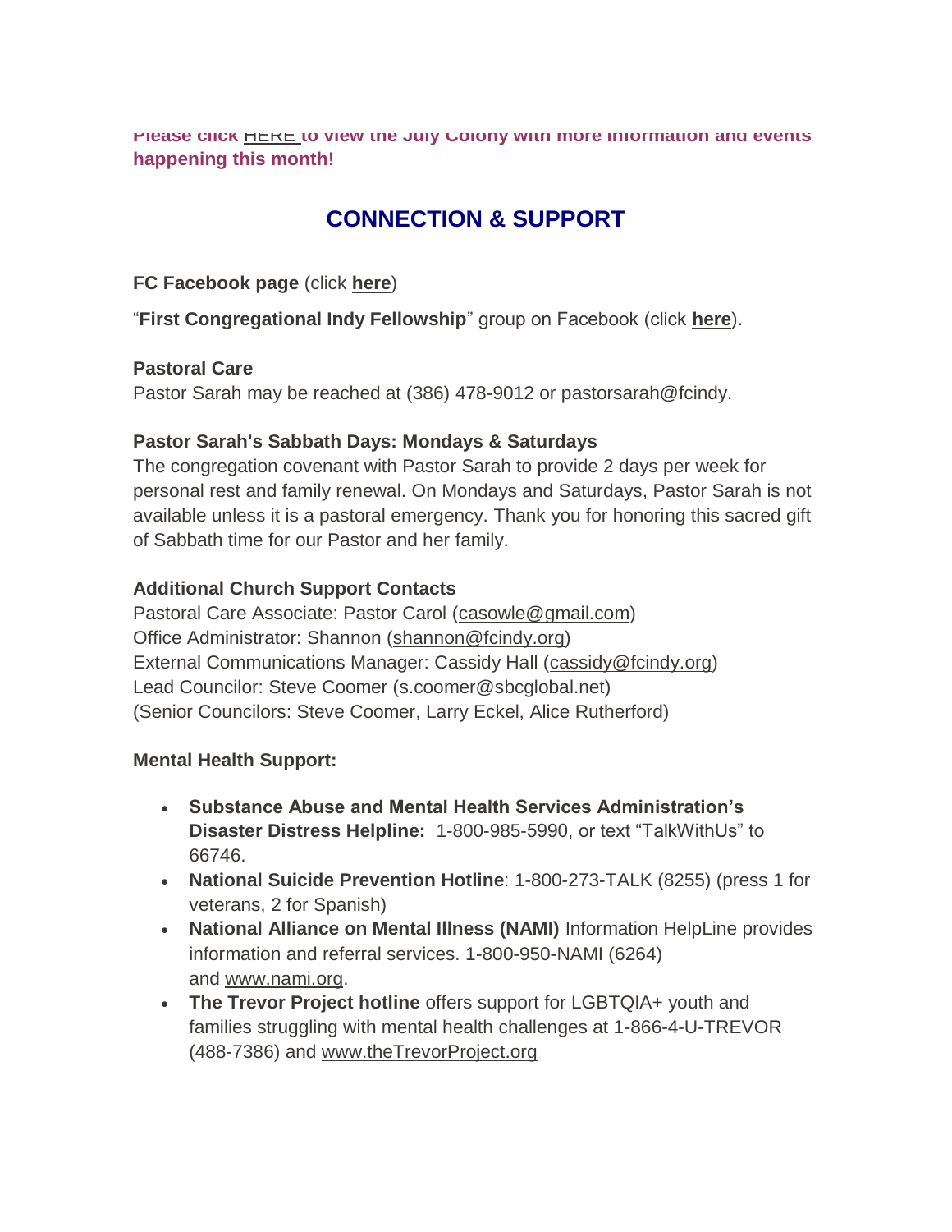**Please click HERE to view the July Colony with more information and events happening this month!**

## CONNECTION & SUPPORT

**FC Facebook page** (click **here**)

"**First Congregational Indy Fellowship**" group on Facebook (click **here**).

**Pastoral Care**
Pastor Sarah may be reached at (386) 478-9012 or pastorsarah@fcindy.

**Pastor Sarah's Sabbath Days: Mondays & Saturdays**
The congregation covenant with Pastor Sarah to provide 2 days per week for personal rest and family renewal. On Mondays and Saturdays, Pastor Sarah is not available unless it is a pastoral emergency. Thank you for honoring this sacred gift of Sabbath time for our Pastor and her family.

**Additional Church Support Contacts**
Pastoral Care Associate: Pastor Carol (casowle@gmail.com)
Office Administrator: Shannon (shannon@fcindy.org)
External Communications Manager: Cassidy Hall (cassidy@fcindy.org)
Lead Councilor: Steve Coomer (s.coomer@sbcglobal.net)
(Senior Councilors: Steve Coomer, Larry Eckel, Alice Rutherford)

**Mental Health Support:**

- **Substance Abuse and Mental Health Services Administration's Disaster Distress Helpline:** 1-800-985-5990, or text "TalkWithUs" to 66746.
- **National Suicide Prevention Hotline**: 1-800-273-TALK (8255) (press 1 for veterans, 2 for Spanish)
- **National Alliance on Mental Illness (NAMI)** Information HelpLine provides information and referral services. 1-800-950-NAMI (6264) and www.nami.org.
- **The Trevor Project hotline** offers support for LGBTQIA+ youth and families struggling with mental health challenges at 1-866-4-U-TREVOR (488-7386) and www.theTrevorProject.org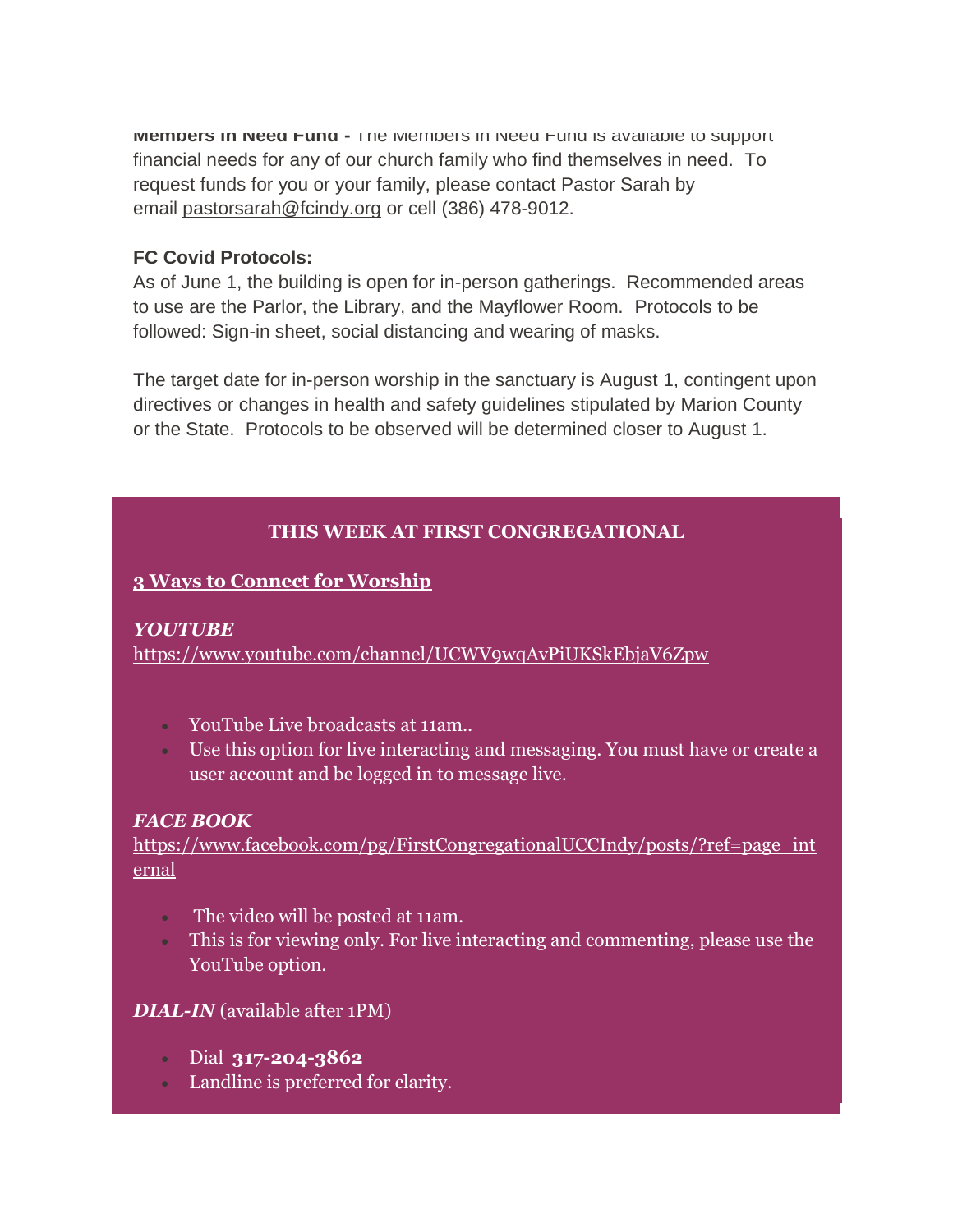**Members in Need Fund -** The Members in Need Fund is available to support financial needs for any of our church family who find themselves in need. To request funds for you or your family, please contact Pastor Sarah by email pastorsarah@fcindy.org or cell (386) 478-9012.

**FC Covid Protocols:**
As of June 1, the building is open for in-person gatherings. Recommended areas to use are the Parlor, the Library, and the Mayflower Room. Protocols to be followed: Sign-in sheet, social distancing and wearing of masks.

The target date for in-person worship in the sanctuary is August 1, contingent upon directives or changes in health and safety guidelines stipulated by Marion County or the State. Protocols to be observed will be determined closer to August 1.

## THIS WEEK AT FIRST CONGREGATIONAL

**3 Ways to Connect for Worship**

***YOUTUBE***
https://www.youtube.com/channel/UCWV9wqAvPiUKSkEbjaV6Zpw

- YouTube Live broadcasts at 11am..
- Use this option for live interacting and messaging. You must have or create a user account and be logged in to message live.

***FACE BOOK***
https://www.facebook.com/pg/FirstCongregationalUCCIndy/posts/?ref=page_internal

- The video will be posted at 11am.
- This is for viewing only. For live interacting and commenting, please use the YouTube option.

***DIAL-IN*** (available after 1PM)

- Dial **317-204-3862**
- Landline is preferred for clarity.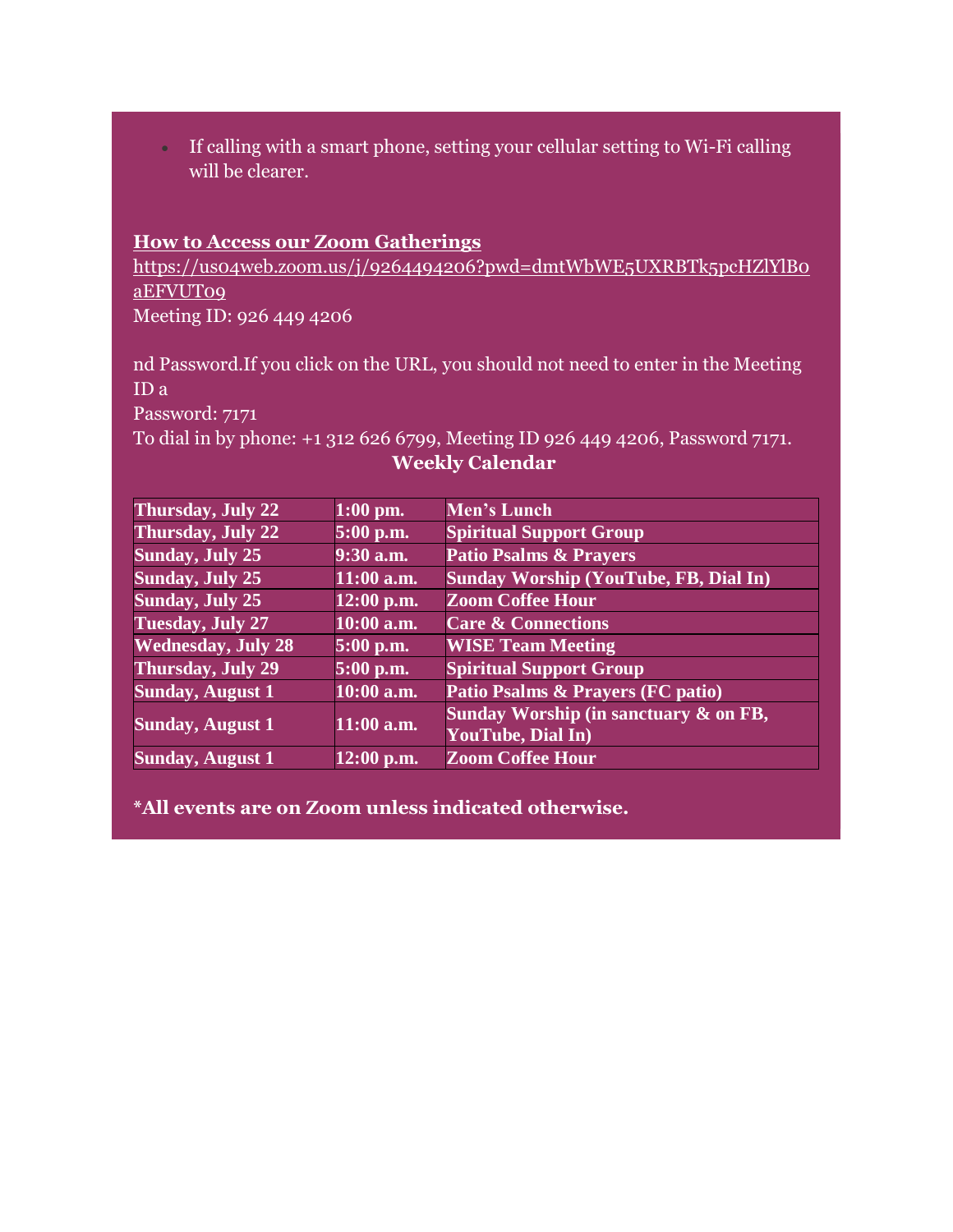- If calling with a smart phone, setting your cellular setting to Wi-Fi calling will be clearer.

**How to Access our Zoom Gatherings**

https://us04web.zoom.us/j/9264494206?pwd=dmtWbWE5UXRBTk5pcHZlYlB0aEFVUT09

Meeting ID: 926 449 4206

nd Password.If you click on the URL, you should not need to enter in the Meeting ID a

Password: 7171

To dial in by phone: +1 312 626 6799, Meeting ID 926 449 4206, Password 7171.

**Weekly Calendar**

| | | |
|---|---|---|
| **Thursday, July 22** | **1:00 pm.** | **Men's Lunch** |
| **Thursday, July 22** | **5:00 p.m.** | **Spiritual Support Group** |
| **Sunday, July 25** | **9:30 a.m.** | **Patio Psalms & Prayers** |
| **Sunday, July 25** | **11:00 a.m.** | **Sunday Worship (YouTube, FB, Dial In)** |
| **Sunday, July 25** | **12:00 p.m.** | **Zoom Coffee Hour** |
| **Tuesday, July 27** | **10:00 a.m.** | **Care & Connections** |
| **Wednesday, July 28** | **5:00 p.m.** | **WISE Team Meeting** |
| **Thursday, July 29** | **5:00 p.m.** | **Spiritual Support Group** |
| **Sunday, August 1** | **10:00 a.m.** | **Patio Psalms & Prayers (FC patio)** |
| **Sunday, August 1** | **11:00 a.m.** | **Sunday Worship (in sanctuary & on FB, YouTube, Dial In)** |
| **Sunday, August 1** | **12:00 p.m.** | **Zoom Coffee Hour** |

**\*All events are on Zoom unless indicated otherwise.**